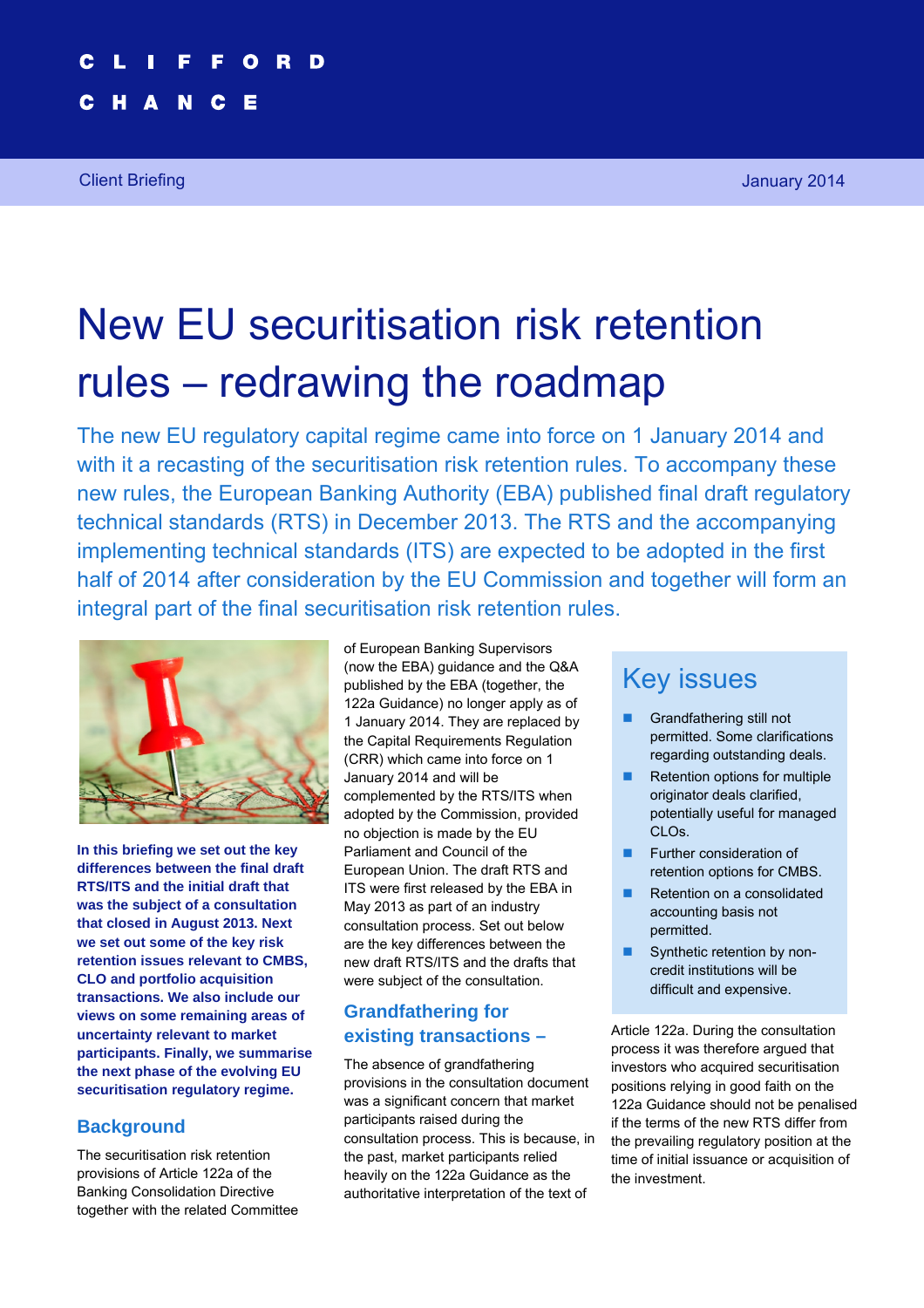CLIFFORD CHANCE

Client Briefing

January 2014

# New EU securitisation risk retention rules – redrawing the roadmap

The new EU regulatory capital regime came into force on 1 January 2014 and with it a recasting of the securitisation risk retention rules. To accompany these new rules, the European Banking Authority (EBA) published final draft regulatory technical standards (RTS) in December 2013. The RTS and the accompanying implementing technical standards (ITS) are expected to be adopted in the first half of 2014 after consideration by the EU Commission and together will form an integral part of the final securitisation risk retention rules.

**In this briefing we set out the key differences between the final draft RTS/ITS and the initial draft that was the subject of a consultation that closed in August 2013. Next we set out some of the key risk retention issues relevant to CMBS, CLO and portfolio acquisition transactions. We also include our views on some remaining areas of uncertainty relevant to market participants. Finally, we summarise the next phase of the evolving EU securitisation regime.**

## Background

The securitisation risk retention provisions of Article 122a of the Banking Consolidation Directive together with the related Committee of European Banking Supervisors (now the EBA) guidance and the Q&A published by the EBA (together, the 122a Guidance) no longer apply as of 1 January 2014. They are replaced by the Capital Requirements Regulation (CRR) which came into force on 1 January 2014 and will be complemented by the RTS/ITS when adopted by the Commission, provided no objection is made by the EU Parliament and Council of the European Union. The draft RTS and ITS were first released by the EBA in May 2013 as part of an industry consultation process. Set out below are the key differences between the new draft RTS/ITS and the drafts that were subject of the consultation.

## Grandfathering for existing transactions –

The absence of grandfathering provisions in the consultation document was a significant concern that market participants raised during the consultation process. This is because, in the past, market participants relied heavily on the 122a Guidance as the authoritative interpretation of the text of Article 122a. During the consultation process it was therefore argued that investors who acquired securitisation positions relying in good faith on the 122a Guidance should not be penalised if the terms of the new RTS differ from the prevailing regulatory position at the time of initial issuance or acquisition of the investment.

## Key issues

- Grandfathering still not permitted. Some clarifications regarding outstanding deals.
- Retention options for multiple originator deals clarified, potentially useful for managed CLOs.
- Further consideration of retention options for CMBS.
- Retention on a consolidated accounting basis not permitted.
- Synthetic retention by non-credit institutions will be difficult and expensive.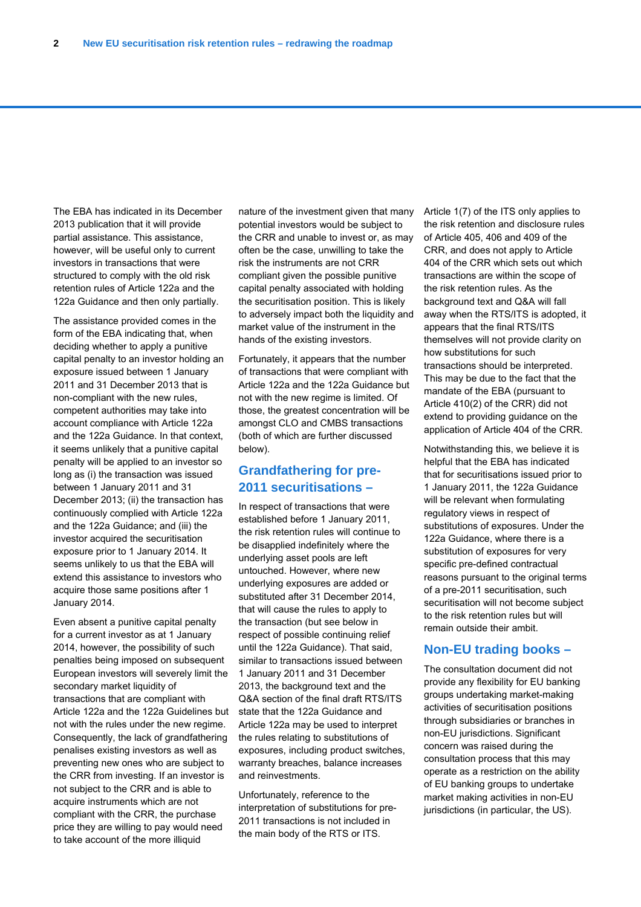The EBA has indicated in its December 2013 publication that it will provide partial assistance. This assistance, however, will be useful only to current investors in transactions that were structured to comply with the old risk retention rules of Article 122a and the 122a Guidance and then only partially.

The assistance provided comes in the form of the EBA indicating that, when deciding whether to apply a punitive capital penalty to an investor holding an exposure issued between 1 January 2011 and 31 December 2013 that is non-compliant with the new rules, competent authorities may take into account compliance with Article 122a and the 122a Guidance. In that context, it seems unlikely that a punitive capital penalty will be applied to an investor so long as (i) the transaction was issued between 1 January 2011 and 31 December 2013; (ii) the transaction has continuously complied with Article 122a and the 122a Guidance; and (iii) the investor acquired the securitisation exposure prior to 1 January 2014. It seems unlikely to us that the EBA will extend this assistance to investors who acquire those same positions after 1 January 2014.

Even absent a punitive capital penalty for a current investor as at 1 January 2014, however, the possibility of such penalties being imposed on subsequent European investors will severely limit the secondary market liquidity of transactions that are compliant with Article 122a and the 122a Guidelines but not with the rules under the new regime. Consequently, the lack of grandfathering penalises existing investors as well as preventing new ones who are subject to the CRR from investing. If an investor is not subject to the CRR and is able to acquire instruments which are not compliant with the CRR, the purchase price they are willing to pay would need to take account of the more illiquid nature of the investment given that many potential investors would be subject to the CRR and unable to invest or, as may often be the case, unwilling to take the risk the instruments are not CRR compliant given the possible punitive capital penalty associated with holding the securitisation position. This is likely to adversely impact both the liquidity and market value of the instrument in the hands of the existing investors.

Fortunately, it appears that the number of transactions that were compliant with Article 122a and the 122a Guidance but not with the new regime is limited. Of those, the greatest concentration will be amongst CLO and CMBS transactions (both of which are further discussed below).

## Grandfathering for pre-2011 securitisations –

In respect of transactions that were established before 1 January 2011, the risk retention rules will continue to be disapplied indefinitely where the underlying asset pools are left untouched. However, where new underlying exposures are added or substituted after 31 December 2014, that will cause the rules to apply to the transaction (but see below in respect of possible continuing relief until the 122a Guidance). That said, similar to transactions issued between 1 January 2011 and 31 December 2013, the background text and the Q&A section of the final draft RTS/ITS state that the 122a Guidance and Article 122a may be used to interpret the rules relating to substitutions of exposures, including product switches, warranty breaches, balance increases and reinvestments.

Unfortunately, reference to the interpretation of substitutions for pre-2011 transactions is not included in the main body of the RTS or ITS. Article 1(7) of the ITS only applies to the risk retention and disclosure rules of Article 405, 406 and 409 of the CRR, and does not apply to Article 404 of the CRR which sets out which transactions are within the scope of the risk retention rules. As the background text and Q&A will fall away when the RTS/ITS is adopted, it appears that the final RTS/ITS themselves will not provide clarity on how substitutions for such transactions should be interpreted. This may be due to the fact that the mandate of the EBA (pursuant to Article 410(2) of the CRR) did not extend to providing guidance on the application of Article 404 of the CRR.

Notwithstanding this, we believe it is helpful that the EBA has indicated that for securitisations issued prior to 1 January 2011, the 122a Guidance will be relevant when formulating regulatory views in respect of substitutions of exposures. Under the 122a Guidance, where there is a substitution of exposures for very specific pre-defined contractual reasons pursuant to the original terms of a pre-2011 securitisation, such securitisation will not become subject to the risk retention rules but will remain outside their ambit.

## Non-EU trading books –

The consultation document did not provide any flexibility for EU banking groups undertaking market-making activities of securitisation positions through subsidiaries or branches in non-EU jurisdictions. Significant concern was raised during the consultation process that this may operate as a restriction on the ability of EU banking groups to undertake market making activities in non-EU jurisdictions (in particular, the US).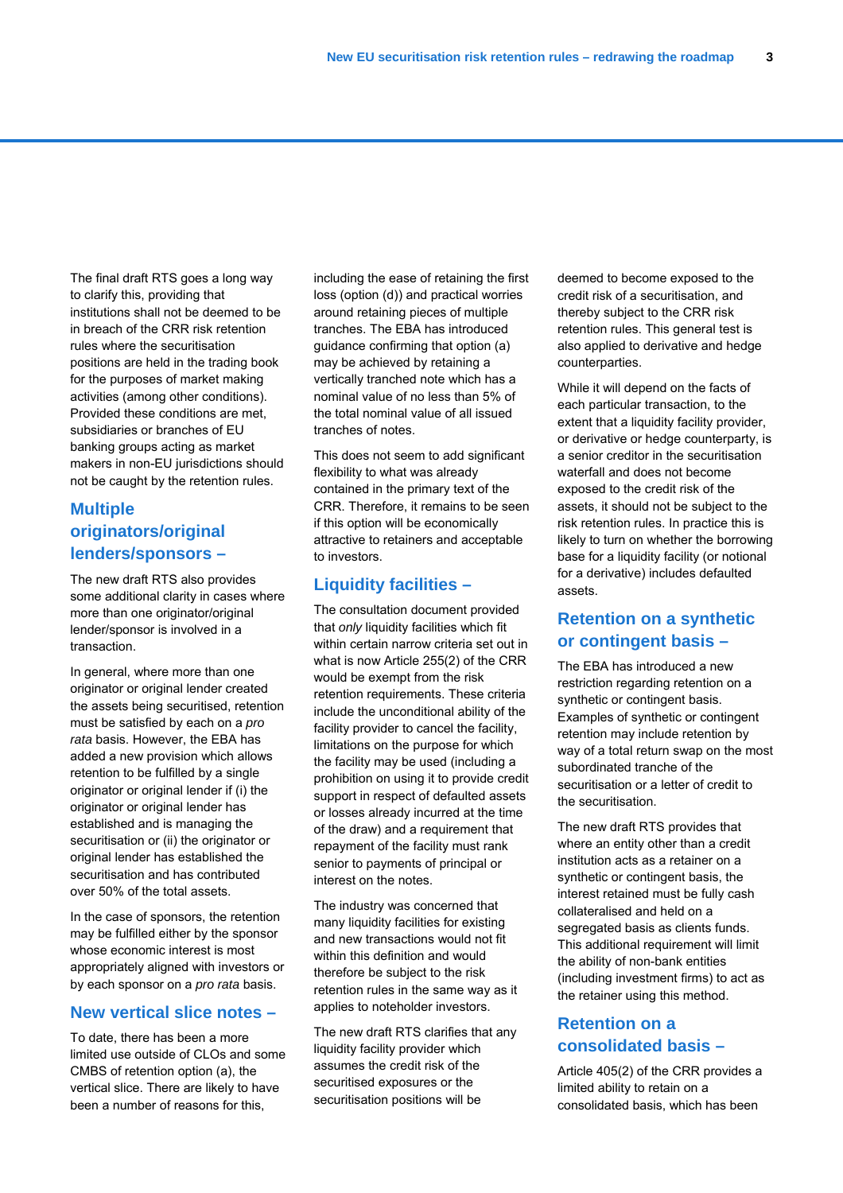The final draft RTS goes a long way to clarify this, providing that institutions shall not be deemed to be in breach of the CRR risk retention rules where the securitisation positions are held in the trading book for the purposes of market making activities (among other conditions). Provided these conditions are met, subsidiaries or branches of EU banking groups acting as market makers in non-EU jurisdictions should not be caught by the retention rules.

## Multiple originators/original lenders/sponsors –

The new draft RTS also provides some additional clarity in cases where more than one originator/original lender/sponsor is involved in a transaction.

In general, where more than one originator or original lender created the assets being securitised, retention must be satisfied by each on a *pro rata* basis. However, the EBA has added a new provision which allows retention to be fulfilled by a single originator or original lender if (i) the originator or original lender has established and is managing the securitisation or (ii) the originator or original lender has established the securitisation and has contributed over 50% of the total assets.

In the case of sponsors, the retention may be fulfilled either by the sponsor whose economic interest is most appropriately aligned with investors or by each sponsor on a *pro rata* basis.

## New vertical slice notes –

To date, there has been a more limited use outside of CLOs and some CMBS of retention option (a), the vertical slice. There are likely to have been a number of reasons for this, including the ease of retaining the first loss (option (d)) and practical worries around retaining pieces of multiple tranches. The EBA has introduced guidance confirming that option (a) may be achieved by retaining a vertically tranched note which has a nominal value of no less than 5% of the total nominal value of all issued tranches of notes.

This does not seem to add significant flexibility to what was already contained in the primary text of the CRR. Therefore, it remains to be seen if this option will be economically attractive to retainers and acceptable to investors.

## Liquidity facilities –

The consultation document provided that *only* liquidity facilities which fit within certain narrow criteria set out in what is now Article 255(2) of the CRR would be exempt from the risk retention requirements. These criteria include the unconditional ability of the facility provider to cancel the facility, limitations on the purpose for which the facility may be used (including a prohibition on using it to provide credit support in respect of defaulted assets or losses already incurred at the time of the draw) and a requirement that repayment of the facility must rank senior to payments of principal or interest on the notes.

The industry was concerned that many liquidity facilities for existing and new transactions would not fit within this definition and would therefore be subject to the risk retention rules in the same way as it applies to noteholder investors.

The new draft RTS clarifies that any liquidity facility provider which assumes the credit risk of the securitised exposures or the securitisation positions will be deemed to become exposed to the credit risk of a securitisation, and thereby subject to the CRR risk retention rules. This general test is also applied to derivative and hedge counterparties.

While it will depend on the facts of each particular transaction, to the extent that a liquidity facility provider, or derivative or hedge counterparty, is a senior creditor in the securitisation waterfall and does not become exposed to the credit risk of the assets, it should not be subject to the risk retention rules. In practice this is likely to turn on whether the borrowing base for a liquidity facility (or notional for a derivative) includes defaulted assets.

## Retention on a synthetic or contingent basis –

The EBA has introduced a new restriction regarding retention on a synthetic or contingent basis. Examples of synthetic or contingent retention may include retention by way of a total return swap on the most subordinated tranche of the securitisation or a letter of credit to the securitisation.

The new draft RTS provides that where an entity other than a credit institution acts as a retainer on a synthetic or contingent basis, the interest retained must be fully cash collateralised and held on a segregated basis as clients funds. This additional requirement will limit the ability of non-bank entities (including investment firms) to act as the retainer using this method.

## Retention on a consolidated basis –

Article 405(2) of the CRR provides a limited ability to retain on a consolidated basis, which has been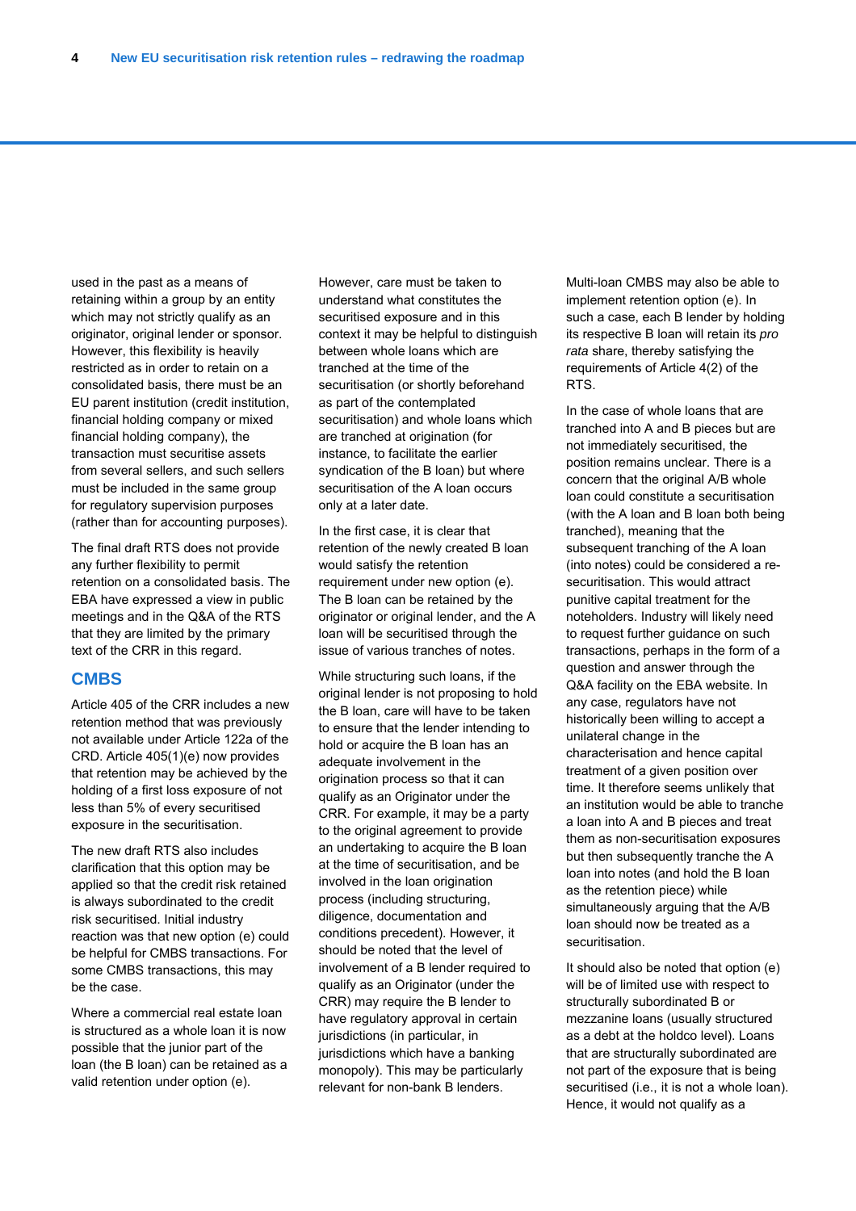used in the past as a means of retaining within a group by an entity which may not strictly qualify as an originator, original lender or sponsor. However, this flexibility is heavily restricted as in order to retain on a consolidated basis, there must be an EU parent institution (credit institution, financial holding company or mixed financial holding company), the transaction must securitise assets from several sellers, and such sellers must be included in the same group for regulatory supervision purposes (rather than for accounting purposes).

The final draft RTS does not provide any further flexibility to permit retention on a consolidated basis. The EBA have expressed a view in public meetings and in the Q&A of the RTS that they are limited by the primary text of the CRR in this regard.

## CMBS

Article 405 of the CRR includes a new retention method that was previously not available under Article 122a of the CRD. Article 405(1)(e) now provides that retention may be achieved by the holding of a first loss exposure of not less than 5% of every securitised exposure in the securitisation.

The new draft RTS also includes clarification that this option may be applied so that the credit risk retained is always subordinated to the credit risk securitised. Initial industry reaction was that new option (e) could be helpful for CMBS transactions. For some CMBS transactions, this may be the case.

Where a commercial real estate loan is structured as a whole loan it is now possible that the junior part of the loan (the B loan) can be retained as a valid retention under option (e).

However, care must be taken to understand what constitutes the securitised exposure and in this context it may be helpful to distinguish between whole loans which are tranched at the time of the securitisation (or shortly beforehand as part of the contemplated securitisation) and whole loans which are tranched at origination (for instance, to facilitate the earlier syndication of the B loan) but where securitisation of the A loan occurs only at a later date.

In the first case, it is clear that retention of the newly created B loan would satisfy the retention requirement under new option (e). The B loan can be retained by the originator or original lender, and the A loan will be securitised through the issue of various tranches of notes.

While structuring such loans, if the original lender is not proposing to hold the B loan, care will have to be taken to ensure that the lender intending to hold or acquire the B loan has an adequate involvement in the origination process so that it can qualify as an Originator under the CRR. For example, it may be a party to the original agreement to provide an undertaking to acquire the B loan at the time of securitisation, and be involved in the loan origination process (including structuring, diligence, documentation and conditions precedent). However, it should be noted that the level of involvement of a B lender required to qualify as an Originator (under the CRR) may require the B lender to have regulatory approval in certain jurisdictions (in particular, in jurisdictions which have a banking monopoly). This may be particularly relevant for non-bank B lenders.

Multi-loan CMBS may also be able to implement retention option (e). In such a case, each B lender by holding its respective B loan will retain its *pro rata* share, thereby satisfying the requirements of Article 4(2) of the RTS.

In the case of whole loans that are tranched into A and B pieces but are not immediately securitised, the position remains unclear. There is a concern that the original A/B whole loan could constitute a securitisation (with the A loan and B loan both being tranched), meaning that the subsequent tranching of the A loan (into notes) could be considered a re-securitisation. This would attract punitive capital treatment for the noteholders. Industry will likely need to request further guidance on such transactions, perhaps in the form of a question and answer through the Q&A facility on the EBA website. In any case, regulators have not historically been willing to accept a unilateral change in the characterisation and hence capital treatment of a given position over time. It therefore seems unlikely that an institution would be able to tranche a loan into A and B pieces and treat them as non-securitisation exposures but then subsequently tranche the A loan into notes (and hold the B loan as the retention piece) while simultaneously arguing that the A/B loan should now be treated as a securitisation.

It should also be noted that option (e) will be of limited use with respect to structurally subordinated B or mezzanine loans (usually structured as a debt at the holdco level). Loans that are structurally subordinated are not part of the exposure that is being securitised (i.e., it is not a whole loan). Hence, it would not qualify as a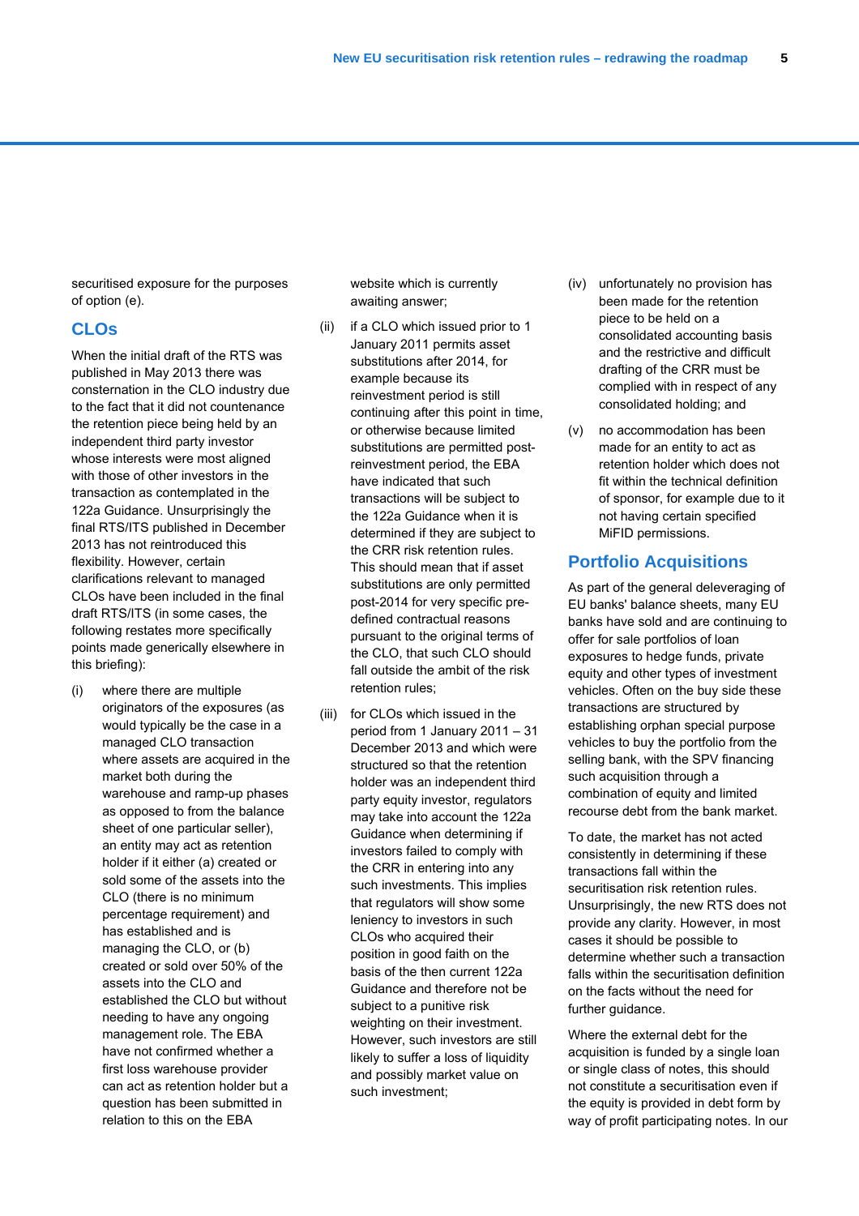securitised exposure for the purposes of option (e).

## CLOs

When the initial draft of the RTS was published in May 2013 there was consternation in the CLO industry due to the fact that it did not countenance the retention piece being held by an independent third party investor whose interests were most aligned with those of other investors in the transaction as contemplated in the 122a Guidance. Unsurprisingly the final RTS/ITS published in December 2013 has not reintroduced this flexibility. However, certain clarifications relevant to managed CLOs have been included in the final draft RTS/ITS (in some cases, the following restates more specifically points made generically elsewhere in this briefing):

(i) where there are multiple originators of the exposures (as would typically be the case in a managed CLO transaction where assets are acquired in the market both during the warehouse and ramp-up phases as opposed to from the balance sheet of one particular seller), an entity may act as retention holder if it either (a) created or sold some of the assets into the CLO (there is no minimum percentage requirement) and has established and is managing the CLO, or (b) created or sold over 50% of the assets into the CLO and established the CLO but without needing to have any ongoing management role. The EBA have not confirmed whether a first loss warehouse provider can act as retention holder but a question has been submitted in relation to this on the EBA website which is currently awaiting answer;

(ii) if a CLO which issued prior to 1 January 2011 permits asset substitutions after 2014, for example because its reinvestment period is still continuing after this point in time, or otherwise because limited substitutions are permitted post-reinvestment period, the EBA have indicated that such transactions will be subject to the 122a Guidance when it is determined if they are subject to the CRR risk retention rules. This should mean that if asset substitutions are only permitted post-2014 for very specific pre-defined contractual reasons pursuant to the original terms of the CLO, that such CLO should fall outside the ambit of the risk retention rules;

(iii) for CLOs which issued in the period from 1 January 2011 – 31 December 2013 and which were structured so that the retention holder was an independent third party equity investor, regulators may take into account the 122a Guidance when determining if investors failed to comply with the CRR in entering into any such investments. This implies that regulators will show some leniency to investors in such CLOs who acquired their position in good faith on the basis of the then current 122a Guidance and therefore not be subject to a punitive risk weighting on their investment. However, such investors are still likely to suffer a loss of liquidity and possibly market value on such investment;

(iv) unfortunately no provision has been made for the retention piece to be held on a consolidated accounting basis and the restrictive and difficult drafting of the CRR must be complied with in respect of any consolidated holding; and

(v) no accommodation has been made for an entity to act as retention holder which does not fit within the technical definition of sponsor, for example due to it not having certain specified MiFID permissions.

## Portfolio Acquisitions

As part of the general deleveraging of EU banks' balance sheets, many EU banks have sold and are continuing to offer for sale portfolios of loan exposures to hedge funds, private equity and other types of investment vehicles. Often on the buy side these transactions are structured by establishing orphan special purpose vehicles to buy the portfolio from the selling bank, with the SPV financing such acquisition through a combination of equity and limited recourse debt from the bank market.

To date, the market has not acted consistently in determining if these transactions fall within the securitisation risk retention rules. Unsurprisingly, the new RTS does not provide any clarity. However, in most cases it should be possible to determine whether such a transaction falls within the securitisation definition on the facts without the need for further guidance.

Where the external debt for the acquisition is funded by a single loan or single class of notes, this should not constitute a securitisation even if the equity is provided in debt form by way of profit participating notes. In our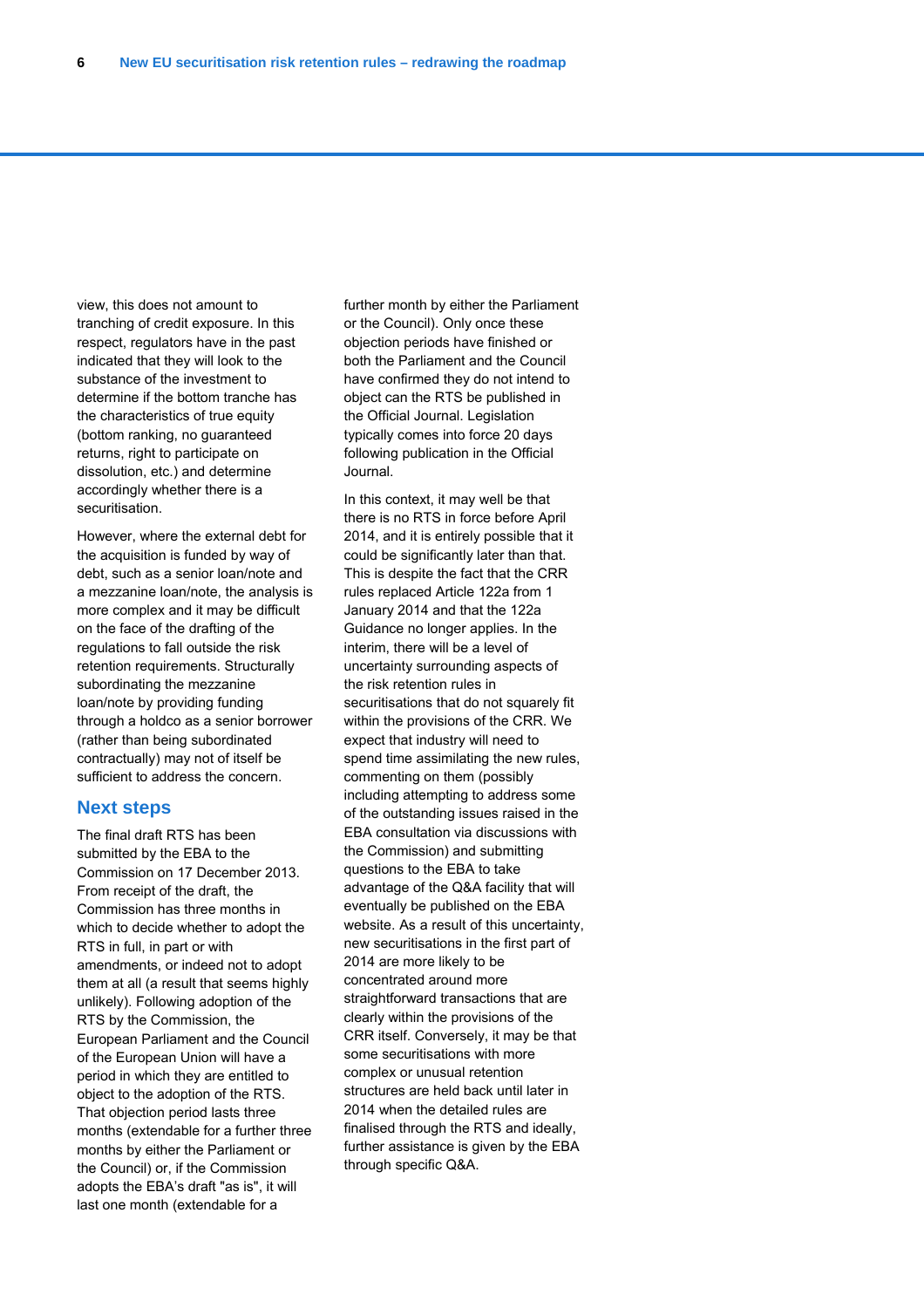view, this does not amount to tranching of credit exposure. In this respect, regulators have in the past indicated that they will look to the substance of the investment to determine if the bottom tranche has the characteristics of true equity (bottom ranking, no guaranteed returns, right to participate on dissolution, etc.) and determine accordingly whether there is a securitisation.

However, where the external debt for the acquisition is funded by way of debt, such as a senior loan/note and a mezzanine loan/note, the analysis is more complex and it may be difficult on the face of the drafting of the regulations to fall outside the risk retention requirements. Structurally subordinating the mezzanine loan/note by providing funding through a holdco as a senior borrower (rather than being subordinated contractually) may not of itself be sufficient to address the concern.

## Next steps

The final draft RTS has been submitted by the EBA to the Commission on 17 December 2013. From receipt of the draft, the Commission has three months in which to decide whether to adopt the RTS in full, in part or with amendments, or indeed not to adopt them at all (a result that seems highly unlikely). Following adoption of the RTS by the Commission, the European Parliament and the Council of the European Union will have a period in which they are entitled to object to the adoption of the RTS. That objection period lasts three months (extendable for a further three months by either the Parliament or the Council) or, if the Commission adopts the EBA's draft "as is", it will last one month (extendable for a further month by either the Parliament or the Council). Only once these objection periods have finished or both the Parliament and the Council have confirmed they do not intend to object can the RTS be published in the Official Journal. Legislation typically comes into force 20 days following publication in the Official Journal.

In this context, it may well be that there is no RTS in force before April 2014, and it is entirely possible that it could be significantly later than that. This is despite the fact that the CRR rules replaced Article 122a from 1 January 2014 and that the 122a Guidance no longer applies. In the interim, there will be a level of uncertainty surrounding aspects of the risk retention rules in securitisations that do not squarely fit within the provisions of the CRR. We expect that industry will need to spend time assimilating the new rules, commenting on them (possibly including attempting to address some of the outstanding issues raised in the EBA consultation via discussions with the Commission) and submitting questions to the EBA to take advantage of the Q&A facility that will eventually be published on the EBA website. As a result of this uncertainty, new securitisations in the first part of 2014 are more likely to be concentrated around more straightforward transactions that are clearly within the provisions of the CRR itself. Conversely, it may be that some securitisations with more complex or unusual retention structures are held back until later in 2014 when the detailed rules are finalised through the RTS and ideally, further assistance is given by the EBA through specific Q&A.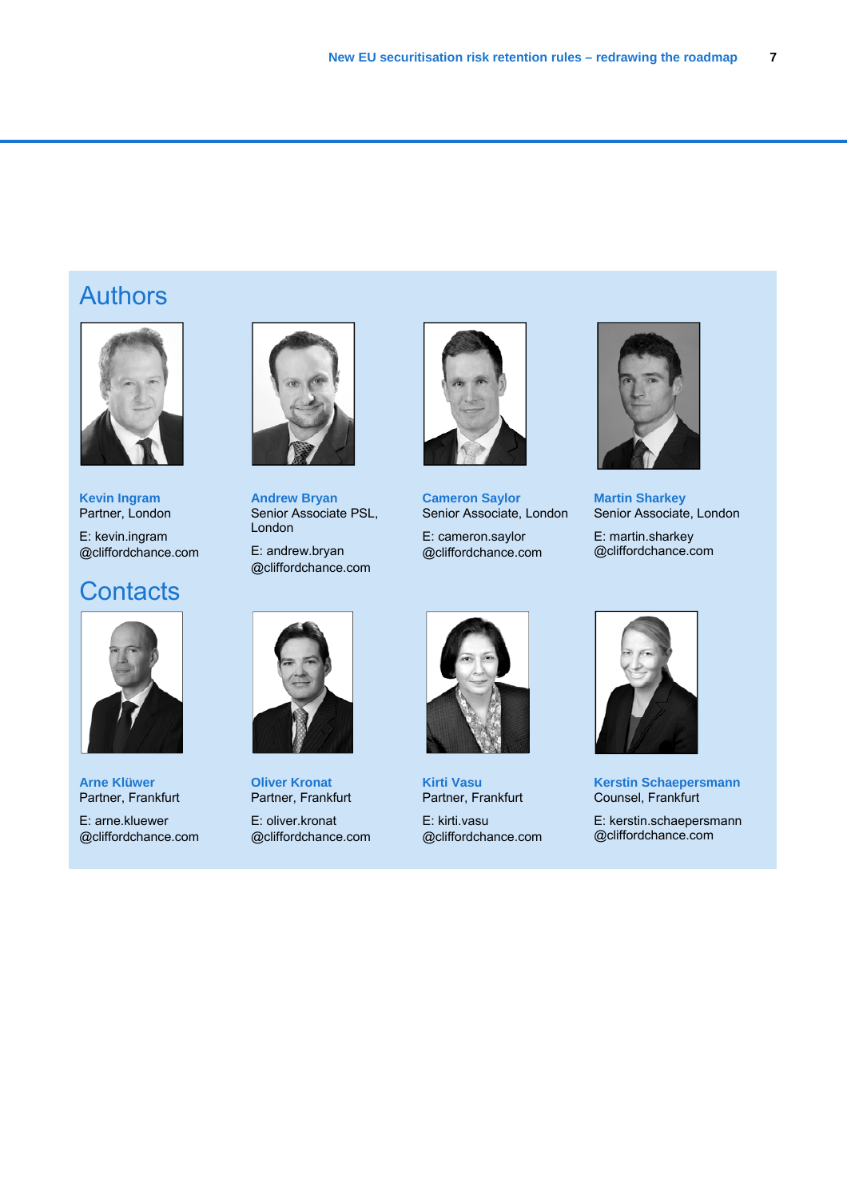## Authors

**Kevin Ingram**
Partner, London

E: kevin.ingram@cliffordchance.com

**Andrew Bryan**
Senior Associate PSL, London

E: andrew.bryan@cliffordchance.com

**Cameron Saylor**
Senior Associate, London

E: cameron.saylor@cliffordchance.com

**Martin Sharkey**
Senior Associate, London

E: martin.sharkey@cliffordchance.com

## Contacts

**Arne Klüwer**
Partner, Frankfurt

E: arne.kluewer@cliffordchance.com

**Oliver Kronat**
Partner, Frankfurt

E: oliver.kronat@cliffordchance.com

**Kirti Vasu**
Partner, Frankfurt

E: kirti.vasu@cliffordchance.com

**Kerstin Schaepersmann**
Counsel, Frankfurt

E: kerstin.schaepersmann@cliffordchance.com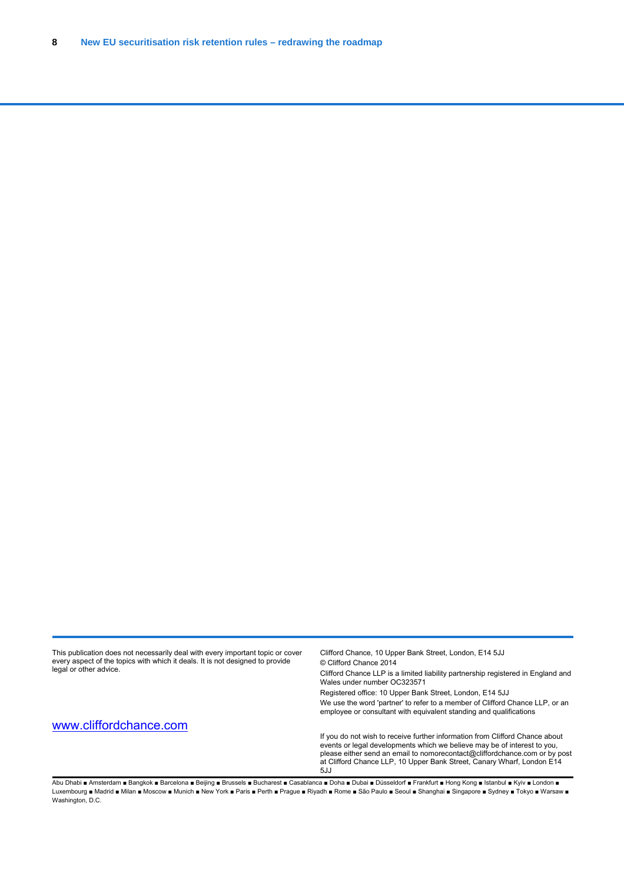This publication does not necessarily deal with every important topic or cover every aspect of the topics with which it deals. It is not designed to provide legal or other advice.

www.cliffordchance.com

Clifford Chance, 10 Upper Bank Street, London, E14 5JJ

© Clifford Chance 2014

Clifford Chance LLP is a limited liability partnership registered in England and Wales under number OC323571

Registered office: 10 Upper Bank Street, London, E14 5JJ

We use the word 'partner' to refer to a member of Clifford Chance LLP, or an employee or consultant with equivalent standing and qualifications

If you do not wish to receive further information from Clifford Chance about events or legal developments which we believe may be of interest to you, please either send an email to nomorecontact@cliffordchance.com or by post at Clifford Chance LLP, 10 Upper Bank Street, Canary Wharf, London E14 5JJ

Abu Dhabi ■ Amsterdam ■ Bangkok ■ Barcelona ■ Beijing ■ Brussels ■ Bucharest ■ Casablanca ■ Doha ■ Dubai ■ Düsseldorf ■ Frankfurt ■ Hong Kong ■ Istanbul ■ Kyiv ■ London ■ Luxembourg ■ Madrid ■ Milan ■ Moscow ■ Munich ■ New York ■ Paris ■ Perth ■ Prague ■ Riyadh ■ Rome ■ São Paulo ■ Seoul ■ Shanghai ■ Singapore ■ Sydney ■ Tokyo ■ Warsaw ■ Washington, D.C.